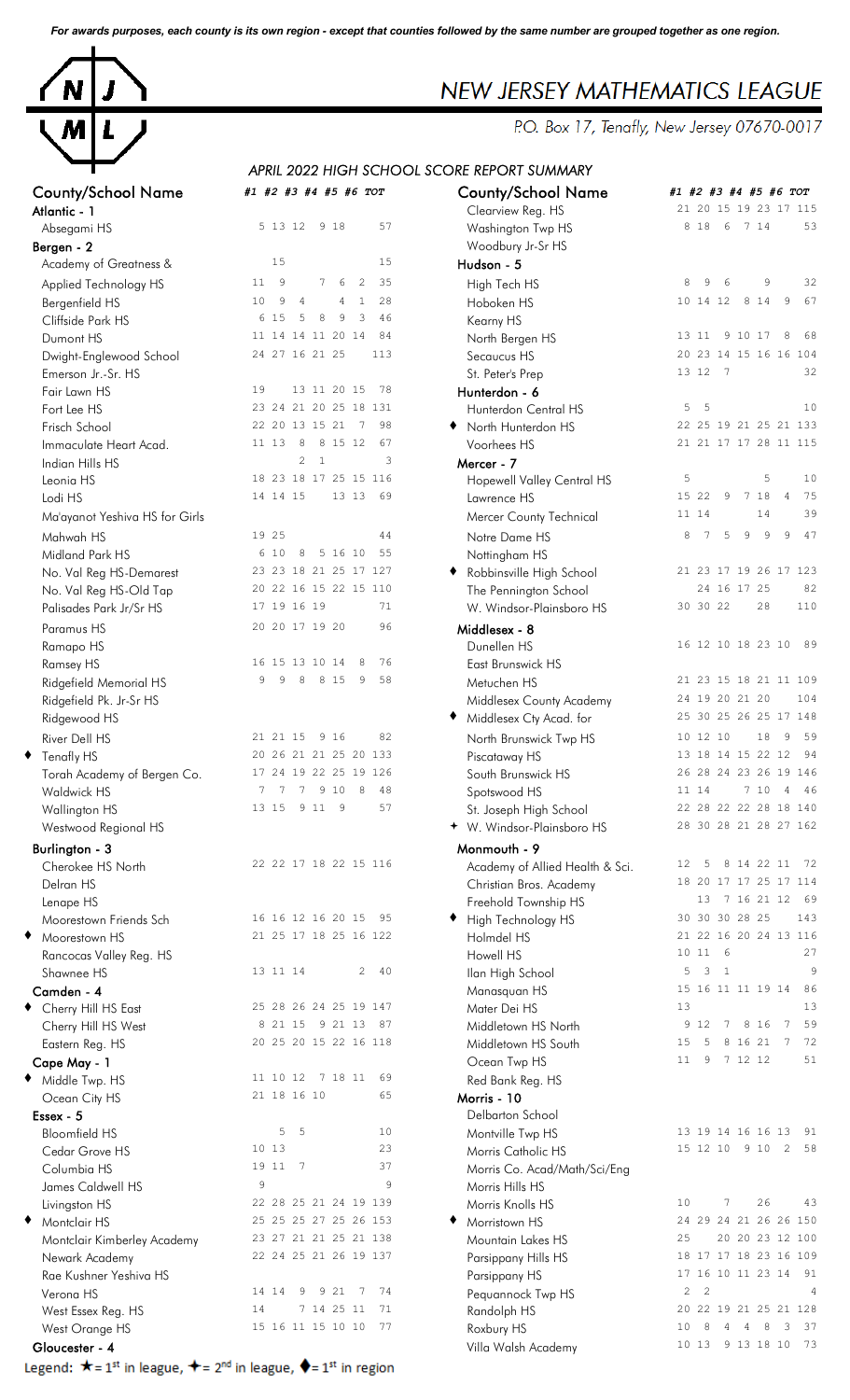*For awards purposes, each county is its own region - except that counties followed by the same number are grouped together as one region.*

# NEW JERSEY MATHEMATICS LEAGUE

P.O. Box 17, Tenafly, New Jersey 07670-0017

## APRIL 2022 HIGH SCHOOL SCORE REPORT SUMMARY

| County/School Name | #1 | #2 | #3 | #4 | #5 | #6 | TOT |
|---|---|---|---|---|---|---|---|
| **Atlantic - 1** | | | | | | | |
| Absegami HS | 5 | 13 | 12 | 9 | 18 | | 57 |
| **Bergen - 2** | | | | | | | |
| Academy of Greatness & | | 15 | | | | | 15 |
| Applied Technology HS | 11 | 9 | | 7 | 6 | 2 | 35 |
| Bergenfield HS | 10 | 9 | 4 | | 4 | 1 | 28 |
| Cliffside Park HS | 6 | 15 | 5 | 8 | 9 | 3 | 46 |
| Dumont HS | 11 | 14 | 14 | 11 | 20 | 14 | 84 |
| Dwight-Englewood School | 24 | 27 | 16 | 21 | 25 | | 113 |
| Emerson Jr.-Sr. HS | | | | | | | |
| Fair Lawn HS | 19 | | 13 | 11 | 20 | 15 | 78 |
| Fort Lee HS | 23 | 24 | 21 | 20 | 25 | 18 | 131 |
| Frisch School | 22 | 20 | 13 | 15 | 21 | 7 | 98 |
| Immaculate Heart Acad. | 11 | 13 | 8 | 8 | 15 | 12 | 67 |
| Indian Hills HS | | 2 | 1 | | | | 3 |
| Leonia HS | 18 | 23 | 18 | 17 | 25 | 15 | 116 |
| Lodi HS | 14 | 14 | 15 | 13 | 13 | | 69 |
| Ma'ayanot Yeshiva HS for Girls | | | | | | | |
| Mahwah HS | 19 | 25 | | | | | 44 |
| Midland Park HS | 6 | 10 | 8 | 5 | 16 | 10 | 55 |
| No. Val Reg HS-Demarest | 23 | 23 | 18 | 21 | 25 | 17 | 127 |
| No. Val Reg HS-Old Tap | 20 | 22 | 16 | 15 | 22 | 15 | 110 |
| Palisades Park Jr/Sr HS | 17 | 19 | 16 | 19 | | | 71 |
| Paramus HS | 20 | 20 | 17 | 19 | 20 | | 96 |
| Ramapo HS | | | | | | | |
| Ramsey HS | 16 | 15 | 13 | 10 | 14 | 8 | 76 |
| Ridgefield Memorial HS | 9 | 9 | 8 | 8 | 15 | 9 | 58 |
| Ridgefield Pk. Jr-Sr HS | | | | | | | |
| Ridgewood HS | | | | | | | |
| River Dell HS | 21 | 21 | 15 | 9 | 16 | | 82 |
| ♦ Tenafly HS | 20 | 26 | 21 | 21 | 25 | 20 | 133 |
| Torah Academy of Bergen Co. | 17 | 24 | 19 | 22 | 25 | 19 | 126 |
| Waldwick HS | 7 | 7 | 7 | 9 | 10 | 8 | 48 |
| Wallington HS | 13 | 15 | 9 | 11 | 9 | | 57 |
| Westwood Regional HS | | | | | | | |
| **Burlington - 3** | | | | | | | |
| Cherokee HS North | 22 | 22 | 17 | 18 | 22 | 15 | 116 |
| Delran HS | | | | | | | |
| Lenape HS | | | | | | | |
| Moorestown Friends Sch | 16 | 16 | 12 | 16 | 20 | 15 | 95 |
| ♦ Moorestown HS | 21 | 25 | 17 | 18 | 25 | 16 | 122 |
| Rancocas Valley Reg. HS | | | | | | | |
| Shawnee HS | 13 | 11 | 14 | | | 2 | 40 |
| **Camden - 4** | | | | | | | |
| ♦ Cherry Hill HS East | 25 | 28 | 26 | 24 | 25 | 19 | 147 |
| Cherry Hill HS West | 8 | 21 | 15 | 9 | 21 | 13 | 87 |
| Eastern Reg. HS | 20 | 25 | 20 | 15 | 22 | 16 | 118 |
| **Cape May - 1** | | | | | | | |
| ♦ Middle Twp. HS | 11 | 10 | 12 | 7 | 18 | 11 | 69 |
| Ocean City HS | 21 | 18 | 16 | 10 | | | 65 |
| **Essex - 5** | | | | | | | |
| Bloomfield HS | | 5 | 5 | | | | 10 |
| Cedar Grove HS | 10 | 13 | | | | | 23 |
| Columbia HS | 19 | 11 | 7 | | | | 37 |
| James Caldwell HS | 9 | | | | | | 9 |
| Livingston HS | 22 | 28 | 25 | 21 | 24 | 19 | 139 |
| ♦ Montclair HS | 25 | 25 | 25 | 27 | 25 | 26 | 153 |
| Montclair Kimberley Academy | 23 | 27 | 21 | 21 | 25 | 21 | 138 |
| Newark Academy | 22 | 24 | 25 | 21 | 26 | 19 | 137 |
| Rae Kushner Yeshiva HS | | | | | | | |
| Verona HS | 14 | 14 | 9 | 9 | 21 | 7 | 74 |
| West Essex Reg. HS | 14 | | 7 | 14 | 25 | 11 | 71 |
| West Orange HS | 15 | 16 | 11 | 15 | 10 | 10 | 77 |
| **Gloucester - 4** | | | | | | | |
| Clearview Reg. HS | 21 | 20 | 15 | 19 | 23 | 17 | 115 |
| Washington Twp HS | 8 | 18 | 6 | 7 | 14 | | 53 |
| Woodbury Jr-Sr HS | | | | | | | |
| **Hudson - 5** | | | | | | | |
| High Tech HS | 8 | 9 | 6 | | 9 | | 32 |
| Hoboken HS | 10 | 14 | 12 | 8 | 14 | 9 | 67 |
| Kearny HS | | | | | | | |
| North Bergen HS | 13 | 11 | 9 | 10 | 17 | 8 | 68 |
| Secaucus HS | 20 | 23 | 14 | 15 | 16 | 16 | 104 |
| St. Peter's Prep | 13 | 12 | 7 | | | | 32 |
| **Hunterdon - 6** | | | | | | | |
| Hunterdon Central HS | 5 | 5 | | | | | 10 |
| ♦ North Hunterdon HS | 22 | 25 | 19 | 21 | 25 | 21 | 133 |
| Voorhees HS | 21 | 21 | 17 | 17 | 28 | 11 | 115 |
| **Mercer - 7** | | | | | | | |
| Hopewell Valley Central HS | 5 | | | | 5 | | 10 |
| Lawrence HS | 15 | 22 | 9 | 7 | 18 | 4 | 75 |
| Mercer County Technical | 11 | 14 | | | 14 | | 39 |
| Notre Dame HS | 8 | 7 | 5 | 9 | 9 | 9 | 47 |
| Nottingham HS | | | | | | | |
| ♦ Robbinsville High School | 21 | 23 | 17 | 19 | 26 | 17 | 123 |
| The Pennington School | | 24 | 16 | 17 | 25 | | 82 |
| W. Windsor-Plainsboro HS | 30 | 30 | 22 | | 28 | | 110 |
| **Middlesex - 8** | | | | | | | |
| Dunellen HS | 16 | 12 | 10 | 18 | 23 | 10 | 89 |
| East Brunswick HS | | | | | | | |
| Metuchen HS | 21 | 23 | 15 | 18 | 21 | 11 | 109 |
| Middlesex County Academy | 24 | 19 | 20 | 21 | 20 | | 104 |
| ♦ Middlesex Cty Acad. for | 25 | 30 | 25 | 26 | 25 | 17 | 148 |
| North Brunswick Twp HS | 10 | 12 | 10 | | 18 | 9 | 59 |
| Piscataway HS | 13 | 18 | 14 | 15 | 22 | 12 | 94 |
| South Brunswick HS | 26 | 28 | 24 | 23 | 26 | 19 | 146 |
| Spotswood HS | 11 | 14 | | 7 | 10 | 4 | 46 |
| St. Joseph High School | 22 | 28 | 22 | 22 | 28 | 18 | 140 |
| ✦ W. Windsor-Plainsboro HS | 28 | 30 | 28 | 21 | 28 | 27 | 162 |
| **Monmouth - 9** | | | | | | | |
| Academy of Allied Health & Sci. | 12 | 5 | 8 | 14 | 22 | 11 | 72 |
| Christian Bros. Academy | 18 | 20 | 17 | 17 | 25 | 17 | 114 |
| Freehold Township HS | | 13 | 7 | 16 | 21 | 12 | 69 |
| ♦ High Technology HS | 30 | 30 | 30 | 28 | 25 | | 143 |
| Holmdel HS | 21 | 22 | 16 | 20 | 24 | 13 | 116 |
| Howell HS | 10 | 11 | 6 | | | | 27 |
| Ilan High School | 5 | 3 | 1 | | | | 9 |
| Manasquan HS | 15 | 16 | 11 | 11 | 19 | 14 | 86 |
| Mater Dei HS | 13 | | | | | | 13 |
| Middletown HS North | 9 | 12 | 7 | 8 | 16 | 7 | 59 |
| Middletown HS South | 15 | 5 | 8 | 16 | 21 | 7 | 72 |
| Ocean Twp HS | 11 | 9 | 7 | 12 | 12 | | 51 |
| Red Bank Reg. HS | | | | | | | |
| **Morris - 10** | | | | | | | |
| Delbarton School | | | | | | | |
| Montville Twp HS | 13 | 19 | 14 | 16 | 16 | 13 | 91 |
| Morris Catholic HS | 15 | 12 | 10 | 9 | 10 | 2 | 58 |
| Morris Co. Acad/Math/Sci/Eng | | | | | | | |
| Morris Hills HS | | | | | | | |
| Morris Knolls HS | 10 | | 7 | | 26 | | 43 |
| ♦ Morristown HS | 24 | 29 | 24 | 21 | 26 | 26 | 150 |
| Mountain Lakes HS | 25 | | 20 | 20 | 23 | 12 | 100 |
| Parsippany Hills HS | 18 | 17 | 17 | 18 | 23 | 16 | 109 |
| Parsippany HS | 17 | 16 | 10 | 11 | 23 | 14 | 91 |
| Pequannock Twp HS | 2 | 2 | | | | | 4 |
| Randolph HS | 20 | 22 | 19 | 21 | 25 | 21 | 128 |
| Roxbury HS | 10 | 8 | 4 | 4 | 8 | 3 | 37 |
| Villa Walsh Academy | 10 | 13 | 9 | 13 | 18 | 10 | 73 |

Legend: ★ = 1st in league, ✦ = 2nd in league, ♦ = 1st in region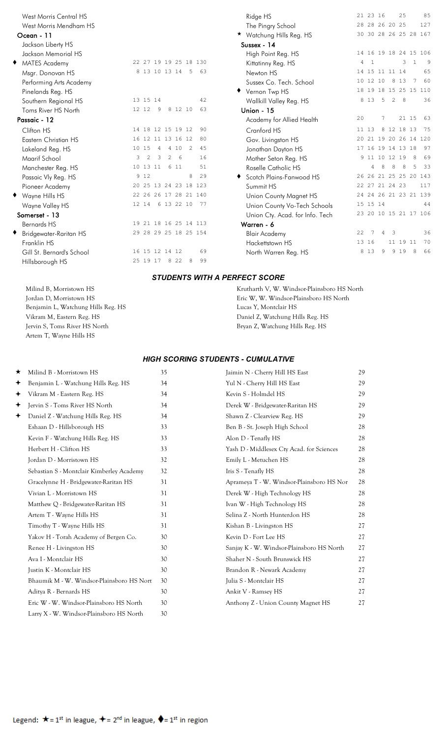| School | 1 | 2 | 3 | 4 | 5 | 6 | Total |
|---|---|---|---|---|---|---|---|
| West Morris Central HS | | | | | | | |
| West Morris Mendham HS | | | | | | | |
| **Ocean - 11** | | | | | | | |
| Jackson Liberty HS | | | | | | | |
| Jackson Memorial HS | | | | | | | |
| ♦ MATES Academy | 22 | 27 | 19 | 19 | 25 | 18 | 130 |
| Msgr. Donovan HS | 8 | 13 | 10 | 13 | 14 | 5 | 63 |
| Performing Arts Academy | | | | | | | |
| Pinelands Reg. HS | | | | | | | |
| Southern Regional HS | 13 | 15 | 14 | | | | 42 |
| Toms River HS North | 12 | 12 | 9 | 8 | 12 | 10 | 63 |
| **Passaic - 12** | | | | | | | |
| Clifton HS | 14 | 18 | 12 | 15 | 19 | 12 | 90 |
| Eastern Christian HS | 16 | 12 | 11 | 13 | 16 | 12 | 80 |
| Lakeland Reg. HS | 10 | 15 | 4 | 4 | 10 | 2 | 45 |
| Maarif School | 3 | 2 | 3 | 2 | 6 | | 16 |
| Manchester Reg. HS | 10 | 13 | 11 | | 6 | 11 | 51 |
| Passaic Vly Reg. HS | 9 | 12 | | | | 8 | 29 |
| Pioneer Academy | 20 | 25 | 13 | 24 | 23 | 18 | 123 |
| ♦ Wayne Hills HS | 22 | 26 | 26 | 17 | 28 | 21 | 140 |
| Wayne Valley HS | 12 | 14 | 6 | 13 | 22 | 10 | 77 |
| **Somerset - 13** | | | | | | | |
| Bernards HS | 19 | 21 | 18 | 16 | 25 | 14 | 113 |
| ♦ Bridgewater-Raritan HS | 29 | 28 | 29 | 25 | 18 | 25 | 154 |
| Franklin HS | | | | | | | |
| Gill St. Bernard's School | 16 | 15 | 12 | 14 | 12 | | 69 |
| Hillsborough HS | 25 | 19 | 17 | 8 | 22 | 8 | 99 |
| Ridge HS | 21 | 23 | 16 | | 25 | | 85 |
| The Pingry School | 28 | 28 | 26 | 20 | 25 | | 127 |
| ★ Watchung Hills Reg. HS | 30 | 30 | 28 | 26 | 25 | 28 | 167 |
| **Sussex - 14** | | | | | | | |
| High Point Reg. HS | 14 | 16 | 19 | 18 | 24 | 15 | 106 |
| Kittatinny Reg. HS | 4 | 1 | | | 3 | 1 | 9 |
| Newton HS | 14 | 15 | 11 | 11 | 14 | | 65 |
| Sussex Co. Tech. School | 10 | 12 | 10 | 8 | 13 | 7 | 60 |
| ♦ Vernon Twp HS | 18 | 19 | 18 | 15 | 25 | 15 | 110 |
| Wallkill Valley Reg. HS | 8 | 13 | 5 | 2 | 8 | | 36 |
| **Union - 15** | | | | | | | |
| Academy for Allied Health | 20 | | 7 | | 21 | 15 | 63 |
| Cranford HS | 11 | 13 | 8 | 12 | 18 | 13 | 75 |
| Gov. Livingston HS | 20 | 21 | 19 | 20 | 26 | 14 | 120 |
| Jonathan Dayton HS | 17 | 16 | 19 | 14 | 13 | 18 | 97 |
| Mother Seton Reg. HS | 9 | 11 | 10 | 12 | 19 | 8 | 69 |
| Roselle Catholic HS | | 4 | 8 | 8 | 8 | 5 | 33 |
| ♦ Scotch Plains-Fanwood HS | 26 | 26 | 21 | 25 | 25 | 20 | 143 |
| Summit HS | 22 | 27 | 21 | 24 | 23 | | 117 |
| Union County Magnet HS | 24 | 24 | 26 | 21 | 23 | 21 | 139 |
| Union County Vo-Tech Schools | 15 | 15 | 14 | | | | 44 |
| Union Cty. Acad. for Info. Tech | 23 | 20 | 10 | 15 | 21 | 17 | 106 |
| **Warren - 6** | | | | | | | |
| Blair Academy | 22 | 7 | 4 | 3 | | | 36 |
| Hackettstown HS | 13 | 16 | | 11 | 19 | 11 | 70 |
| North Warren Reg. HS | 8 | 13 | 9 | 9 | 19 | 8 | 66 |

### *STUDENTS WITH A PERFECT SCORE*

Milind B, Morristown HS
Jordan D, Morristown HS
Benjamin L, Watchung Hills Reg. HS
Vikram M, Eastern Reg. HS
Jervin S, Toms River HS North
Artem T, Wayne Hills HS
Krutharth V, W. Windsor-Plainsboro HS North
Eric W, W. Windsor-Plainsboro HS North
Lucas Y, Montclair HS
Daniel Z, Watchung Hills Reg. HS
Bryan Z, Watchung Hills Reg. HS

### *HIGH SCORING STUDENTS - CUMULATIVE*

| Student | Score |
|---|---|
| ★ Milind B - Morristown HS | 35 |
| ✦ Benjamin L - Watchung Hills Reg. HS | 34 |
| ✦ Vikram M - Eastern Reg. HS | 34 |
| ✦ Jervin S - Toms River HS North | 34 |
| ✦ Daniel Z - Watchung Hills Reg. HS | 34 |
| Eshaan D - Hillsborough HS | 33 |
| Kevin F - Watchung Hills Reg. HS | 33 |
| Herbert H - Clifton HS | 33 |
| Jordan D - Morristown HS | 32 |
| Sebastian S - Montclair Kimberley Academy | 32 |
| Gracelynne H - Bridgewater-Raritan HS | 31 |
| Vivian L - Morristown HS | 31 |
| Matthew Q - Bridgewater-Raritan HS | 31 |
| Artem T - Wayne Hills HS | 31 |
| Timothy T - Wayne Hills HS | 31 |
| Yakov H - Torah Academy of Bergen Co. | 30 |
| Renee H - Livingston HS | 30 |
| Ava I - Montclair HS | 30 |
| Justin K - Montclair HS | 30 |
| Bhaumik M - W. Windsor-Plainsboro HS Nort | 30 |
| Aditya R - Bernards HS | 30 |
| Eric W - W. Windsor-Plainsboro HS North | 30 |
| Larry X - W. Windsor-Plainsboro HS North | 30 |
| Jaimin N - Cherry Hill HS East | 29 |
| Yul N - Cherry Hill HS East | 29 |
| Kevin S - Holmdel HS | 29 |
| Derek W - Bridgewater-Raritan HS | 29 |
| Shawn Z - Clearview Reg. HS | 29 |
| Ben B - St. Joseph High School | 28 |
| Alon D - Tenafly HS | 28 |
| Yash D - Middlesex Cty Acad. for Sciences | 28 |
| Emily L - Metuchen HS | 28 |
| Iris S - Tenafly HS | 28 |
| Aprameya T - W. Windsor-Plainsboro HS Nor | 28 |
| Derek W - High Technology HS | 28 |
| Ivan W - High Technology HS | 28 |
| Selina Z - North Hunterdon HS | 28 |
| Kishan B - Livingston HS | 27 |
| Kevin D - Fort Lee HS | 27 |
| Sanjay K - W. Windsor-Plainsboro HS North | 27 |
| Shaher N - South Brunswick HS | 27 |
| Brandon R - Newark Academy | 27 |
| Julia S - Montclair HS | 27 |
| Ankit V - Ramsey HS | 27 |
| Anthony Z - Union County Magnet HS | 27 |

Legend: ★ = 1st in league, ✦ = 2nd in league, ♦ = 1st in region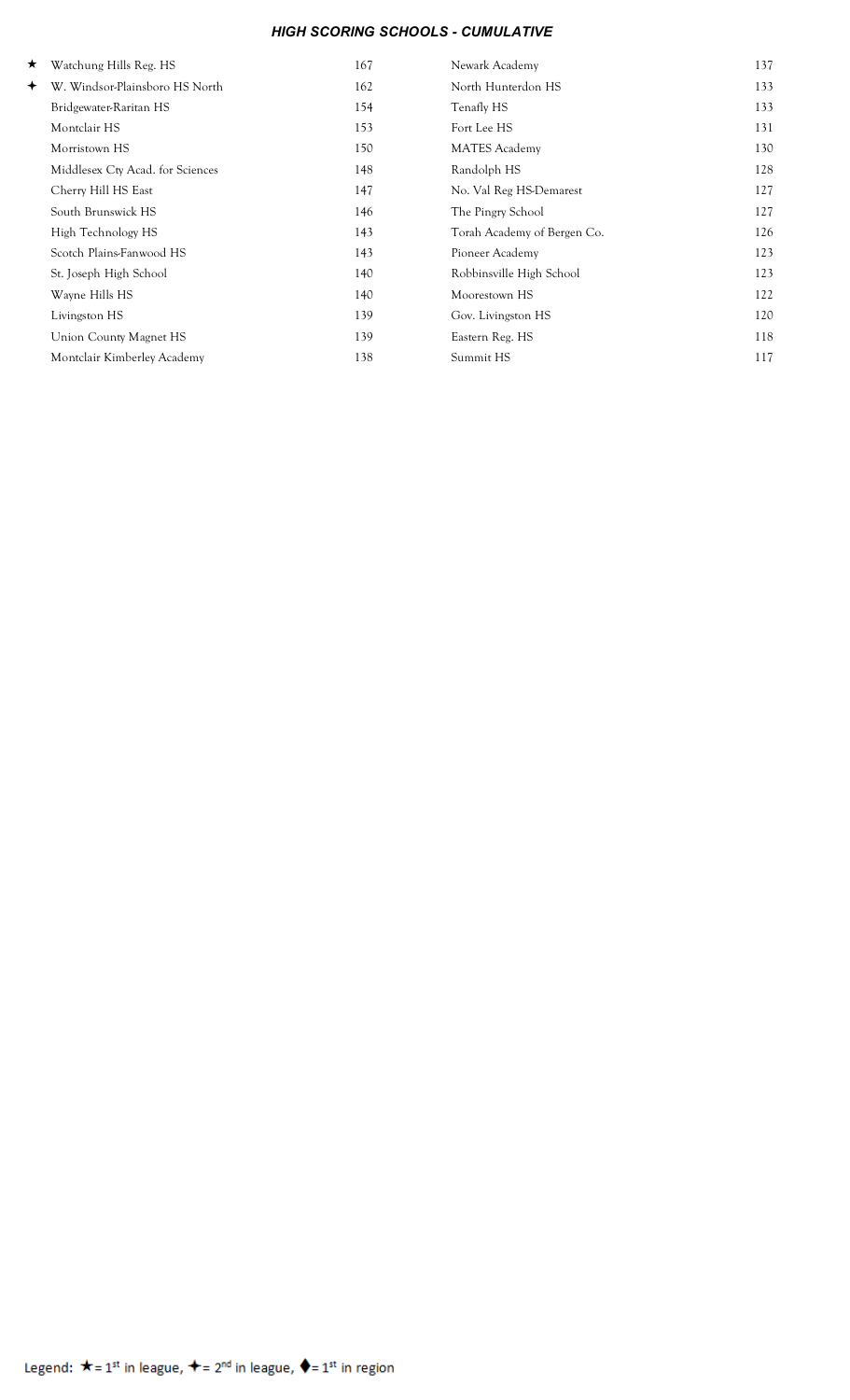### *HIGH SCORING SCHOOLS - CUMULATIVE*

| | | | | |
|---|---|---|---|---|
| ★ | Watchung Hills Reg. HS | 167 | Newark Academy | 137 |
| ✦ | W. Windsor-Plainsboro HS North | 162 | North Hunterdon HS | 133 |
| | Bridgewater-Raritan HS | 154 | Tenafly HS | 133 |
| | Montclair HS | 153 | Fort Lee HS | 131 |
| | Morristown HS | 150 | MATES Academy | 130 |
| | Middlesex Cty Acad. for Sciences | 148 | Randolph HS | 128 |
| | Cherry Hill HS East | 147 | No. Val Reg HS-Demarest | 127 |
| | South Brunswick HS | 146 | The Pingry School | 127 |
| | High Technology HS | 143 | Torah Academy of Bergen Co. | 126 |
| | Scotch Plains-Fanwood HS | 143 | Pioneer Academy | 123 |
| | St. Joseph High School | 140 | Robbinsville High School | 123 |
| | Wayne Hills HS | 140 | Moorestown HS | 122 |
| | Livingston HS | 139 | Gov. Livingston HS | 120 |
| | Union County Magnet HS | 139 | Eastern Reg. HS | 118 |
| | Montclair Kimberley Academy | 138 | Summit HS | 117 |

Legend: ★ = 1st in league, ✦ = 2nd in league, ♦ = 1st in region